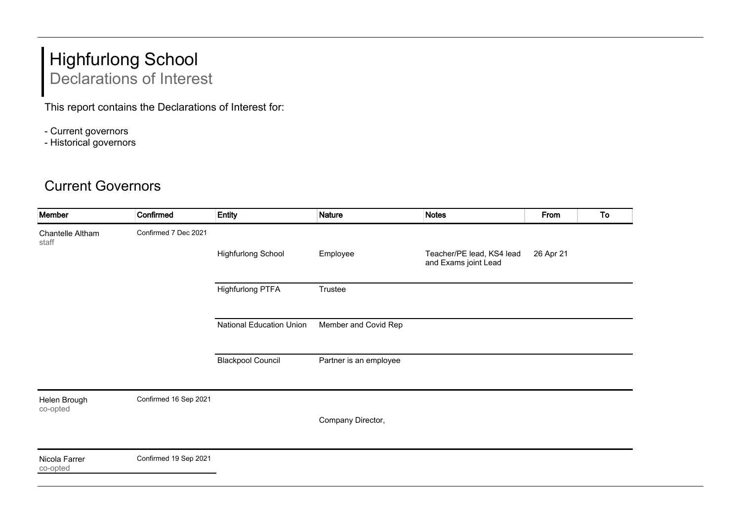# Highfurlong School

## Declarations of Interest

This report contains the Declarations of Interest for:

- Current governors
- Historical governors

## Current Governors

| Member | Confirmed | Entity | Nature | Notes | From | To |
|---|---|---|---|---|---|---|
| Chantelle Altham<br>staff | Confirmed 7 Dec 2021 | | | | | |
| | | Highfurlong School | Employee | Teacher/PE lead, KS4 lead and Exams joint Lead | 26 Apr 21 | |
| | | Highfurlong PTFA | Trustee | | | |
| | | National Education Union | Member and Covid Rep | | | |
| | | Blackpool Council | Partner is an employee | | | |
| Helen Brough<br>co-opted | Confirmed 16 Sep 2021 | | | | | |
| | | | Company Director, | | | |
| Nicola Farrer<br>co-opted | Confirmed 19 Sep 2021 | | | | | |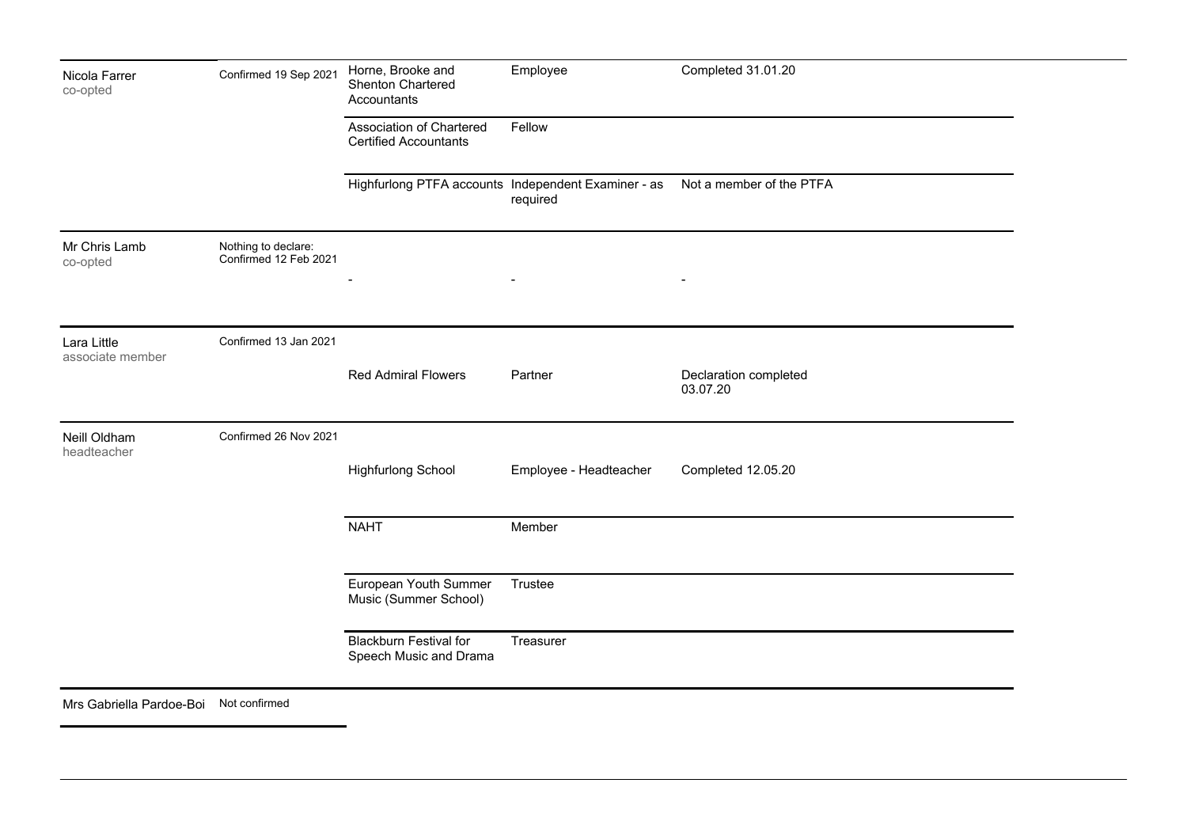| Name | Confirmed | Organisation | Role | Notes |
| --- | --- | --- | --- | --- |
| Nicola Farrer<br>co-opted | Confirmed 19 Sep 2021 | Horne, Brooke and Shenton Chartered Accountants | Employee | Completed 31.01.20 |
| | | Association of Chartered Certified Accountants | Fellow | |
| | | Highfurlong PTFA accounts | Independent Examiner - as required | Not a member of the PTFA |
| Mr Chris Lamb<br>co-opted | Nothing to declare: Confirmed 12 Feb 2021 | - | - | - |
| Lara Little<br>associate member | Confirmed 13 Jan 2021 | Red Admiral Flowers | Partner | Declaration completed 03.07.20 |
| Neill Oldham<br>headteacher | Confirmed 26 Nov 2021 | Highfurlong School | Employee - Headteacher | Completed 12.05.20 |
| | | NAHT | Member | |
| | | European Youth Summer Music (Summer School) | Trustee | |
| | | Blackburn Festival for Speech Music and Drama | Treasurer | |
| Mrs Gabriella Pardoe-Boi | Not confirmed | | | |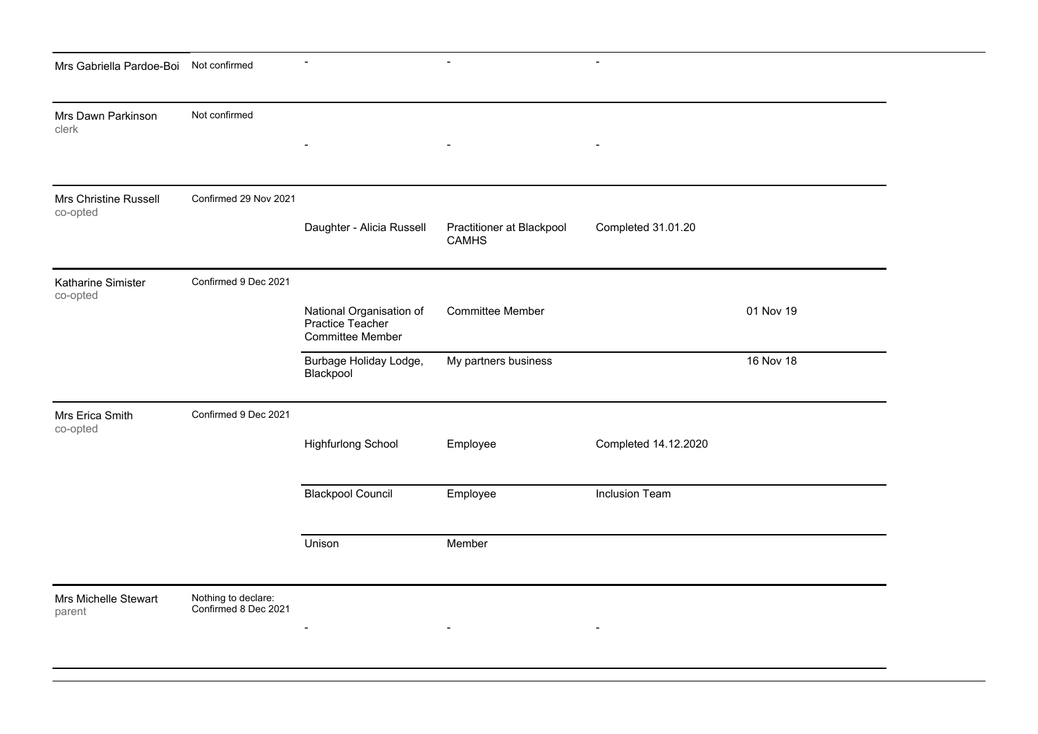| | | | | | |
|---|---|---|---|---|---|
| Mrs Gabriella Pardoe-Boi | Not confirmed | - | - | - | |
| Mrs Dawn Parkinson<br>clerk | Not confirmed | - | - | - | |
| Mrs Christine Russell<br>co-opted | Confirmed 29 Nov 2021 | Daughter - Alicia Russell | Practitioner at Blackpool CAMHS | Completed 31.01.20 | |
| Katharine Simister<br>co-opted | Confirmed 9 Dec 2021 | National Organisation of Practice Teacher Committee Member | Committee Member | | 01 Nov 19 |
| | | Burbage Holiday Lodge, Blackpool | My partners business | | 16 Nov 18 |
| Mrs Erica Smith<br>co-opted | Confirmed 9 Dec 2021 | Highfurlong School | Employee | Completed 14.12.2020 | |
| | | Blackpool Council | Employee | Inclusion Team | |
| | | Unison | Member | | |
| Mrs Michelle Stewart<br>parent | Nothing to declare: Confirmed 8 Dec 2021 | - | - | - | |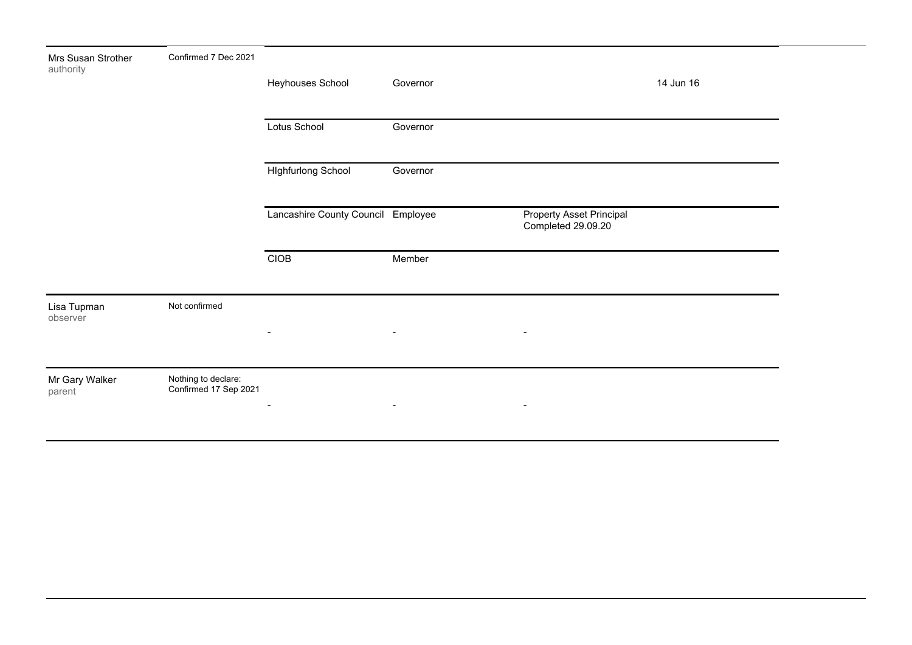| Name | Status | Organisation | Role | Details | Date |
|---|---|---|---|---|---|
| Mrs Susan Strother authority | Confirmed 7 Dec 2021 | Heyhouses School | Governor | | 14 Jun 16 |
| | | Lotus School | Governor | | |
| | | HIghfurlong School | Governor | | |
| | | Lancashire County Council | Employee | Property Asset Principal Completed 29.09.20 | |
| | | CIOB | Member | | |
| Lisa Tupman observer | Not confirmed | - | - | - | |
| Mr Gary Walker parent | Nothing to declare: Confirmed 17 Sep 2021 | - | - | - | |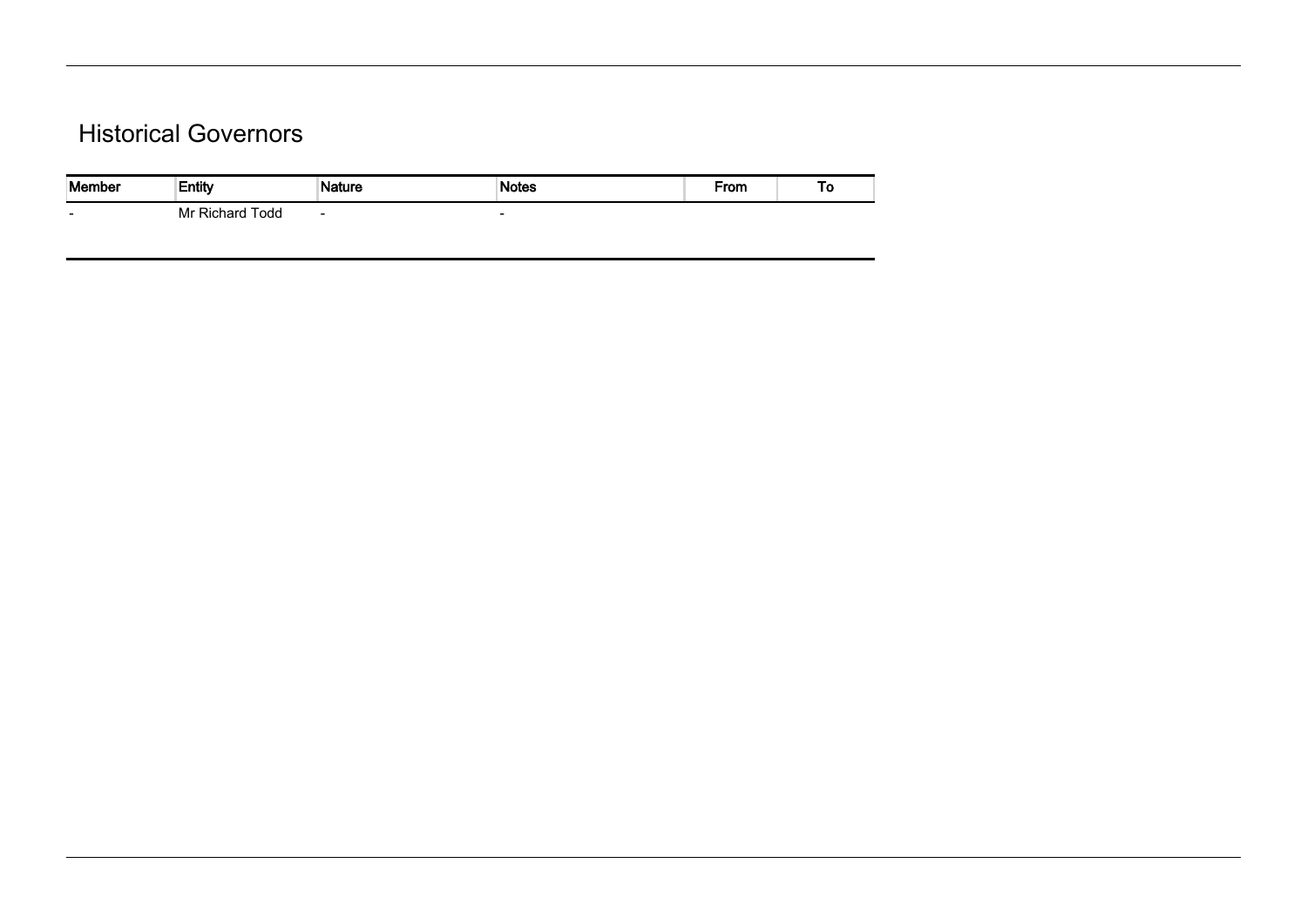# Historical Governors

| Member | Entity | Nature | Notes | From | To |
|---|---|---|---|---|---|
| - | Mr Richard Todd | - | - | | |